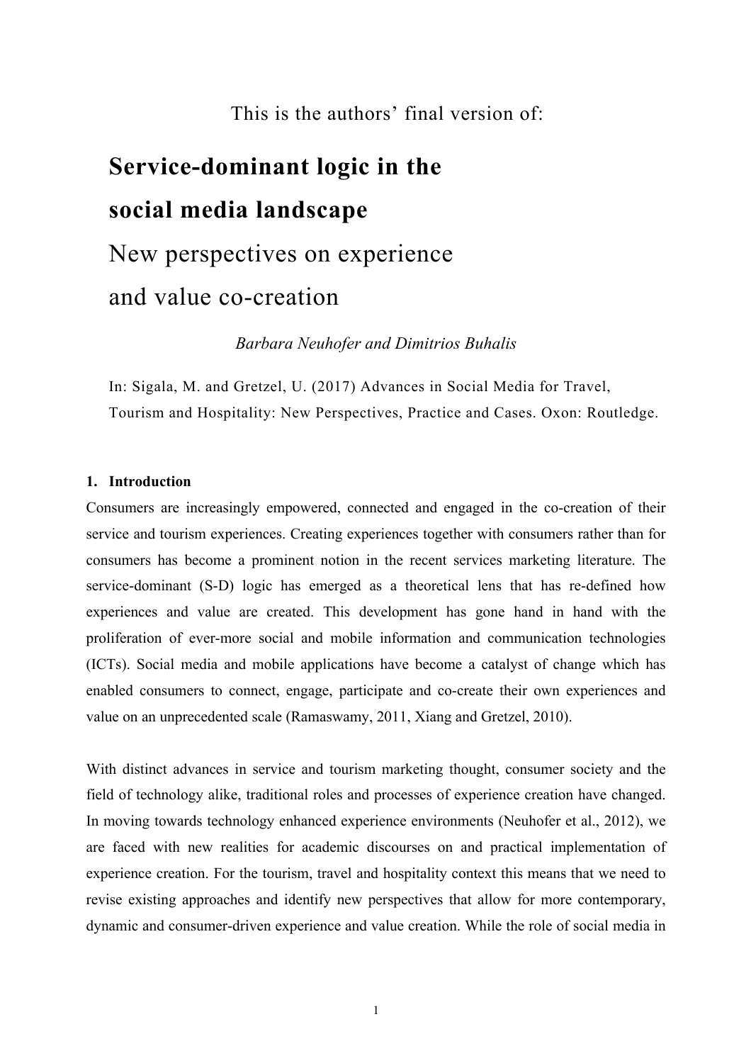This is the authors' final version of:

# Service-dominant logic in the social media landscape

## New perspectives on experience and value co-creation

*Barbara Neuhofer and Dimitrios Buhalis*

In: Sigala, M. and Gretzel, U. (2017) Advances in Social Media for Travel, Tourism and Hospitality: New Perspectives, Practice and Cases. Oxon: Routledge.

### 1. Introduction

Consumers are increasingly empowered, connected and engaged in the co-creation of their service and tourism experiences. Creating experiences together with consumers rather than for consumers has become a prominent notion in the recent services marketing literature. The service-dominant (S-D) logic has emerged as a theoretical lens that has re-defined how experiences and value are created. This development has gone hand in hand with the proliferation of ever-more social and mobile information and communication technologies (ICTs). Social media and mobile applications have become a catalyst of change which has enabled consumers to connect, engage, participate and co-create their own experiences and value on an unprecedented scale (Ramaswamy, 2011, Xiang and Gretzel, 2010).

With distinct advances in service and tourism marketing thought, consumer society and the field of technology alike, traditional roles and processes of experience creation have changed. In moving towards technology enhanced experience environments (Neuhofer et al., 2012), we are faced with new realities for academic discourses on and practical implementation of experience creation. For the tourism, travel and hospitality context this means that we need to revise existing approaches and identify new perspectives that allow for more contemporary, dynamic and consumer-driven experience and value creation. While the role of social media in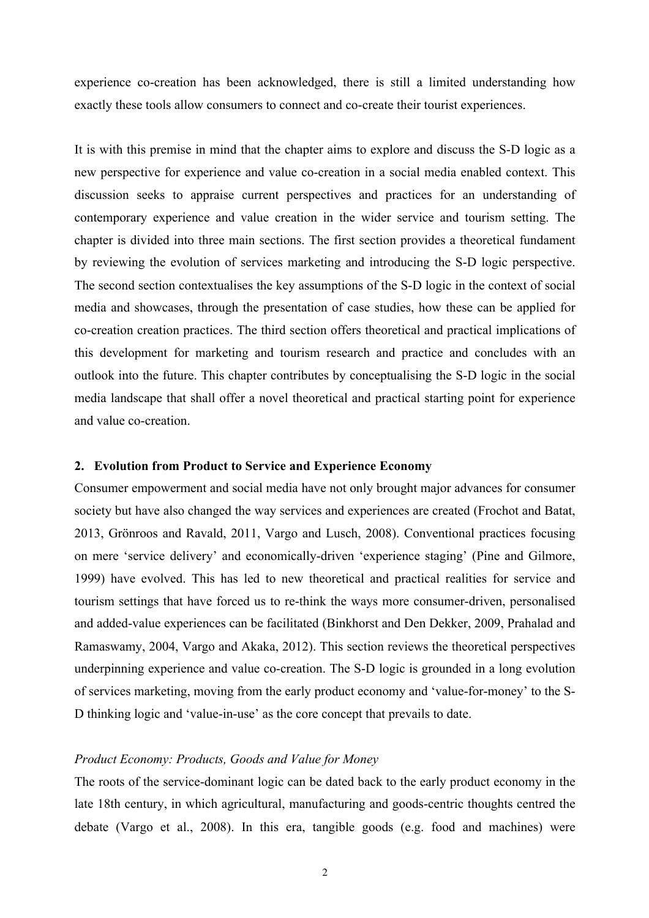experience co-creation has been acknowledged, there is still a limited understanding how exactly these tools allow consumers to connect and co-create their tourist experiences.

It is with this premise in mind that the chapter aims to explore and discuss the S-D logic as a new perspective for experience and value co-creation in a social media enabled context. This discussion seeks to appraise current perspectives and practices for an understanding of contemporary experience and value creation in the wider service and tourism setting. The chapter is divided into three main sections. The first section provides a theoretical fundament by reviewing the evolution of services marketing and introducing the S-D logic perspective. The second section contextualises the key assumptions of the S-D logic in the context of social media and showcases, through the presentation of case studies, how these can be applied for co-creation creation practices. The third section offers theoretical and practical implications of this development for marketing and tourism research and practice and concludes with an outlook into the future. This chapter contributes by conceptualising the S-D logic in the social media landscape that shall offer a novel theoretical and practical starting point for experience and value co-creation.

## 2. Evolution from Product to Service and Experience Economy

Consumer empowerment and social media have not only brought major advances for consumer society but have also changed the way services and experiences are created (Frochot and Batat, 2013, Grönroos and Ravald, 2011, Vargo and Lusch, 2008). Conventional practices focusing on mere 'service delivery' and economically-driven 'experience staging' (Pine and Gilmore, 1999) have evolved. This has led to new theoretical and practical realities for service and tourism settings that have forced us to re-think the ways more consumer-driven, personalised and added-value experiences can be facilitated (Binkhorst and Den Dekker, 2009, Prahalad and Ramaswamy, 2004, Vargo and Akaka, 2012). This section reviews the theoretical perspectives underpinning experience and value co-creation. The S-D logic is grounded in a long evolution of services marketing, moving from the early product economy and 'value-for-money' to the S-D thinking logic and 'value-in-use' as the core concept that prevails to date.

### *Product Economy: Products, Goods and Value for Money*

The roots of the service-dominant logic can be dated back to the early product economy in the late 18th century, in which agricultural, manufacturing and goods-centric thoughts centred the debate (Vargo et al., 2008). In this era, tangible goods (e.g. food and machines) were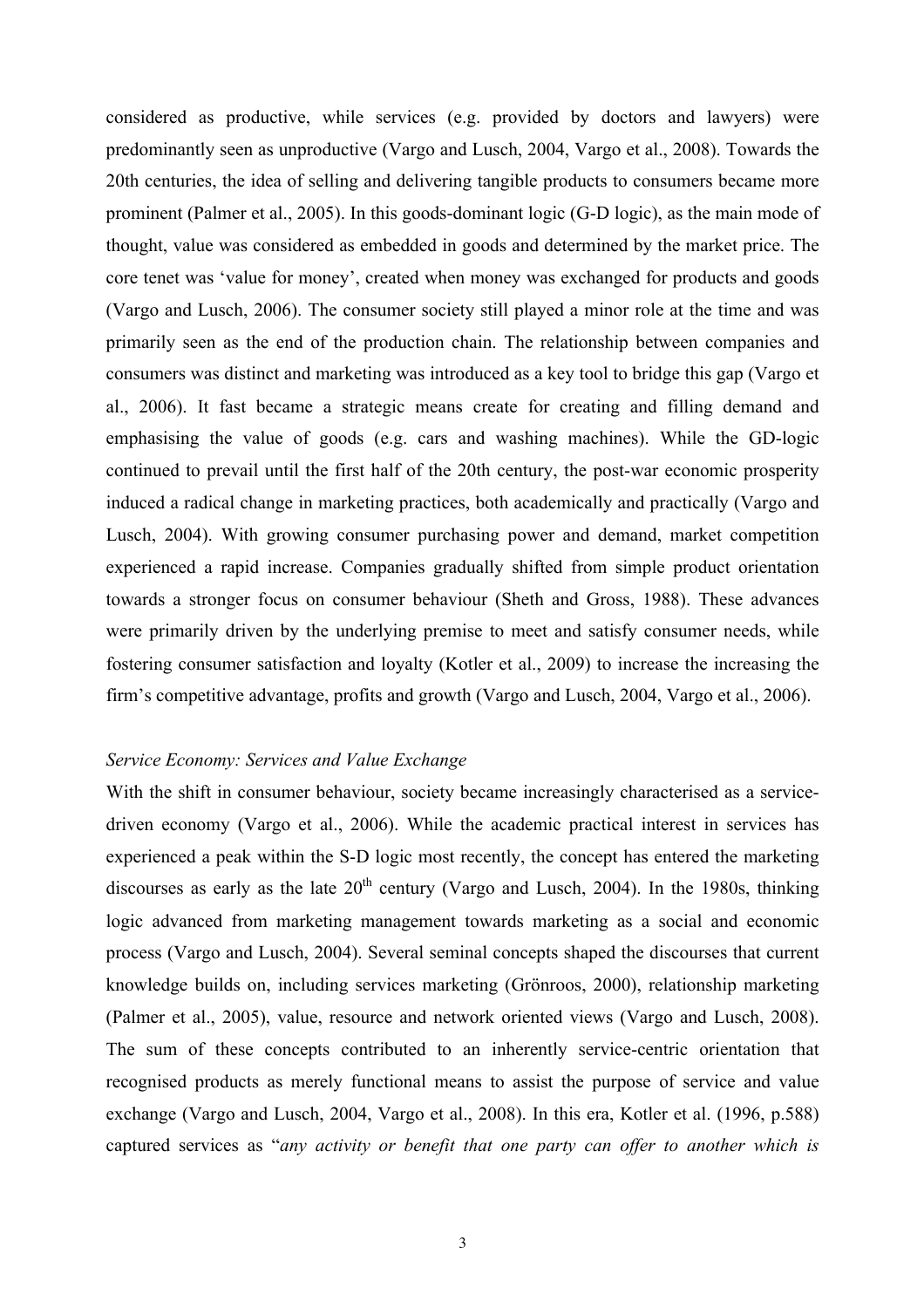considered as productive, while services (e.g. provided by doctors and lawyers) were predominantly seen as unproductive (Vargo and Lusch, 2004, Vargo et al., 2008). Towards the 20th centuries, the idea of selling and delivering tangible products to consumers became more prominent (Palmer et al., 2005). In this goods-dominant logic (G-D logic), as the main mode of thought, value was considered as embedded in goods and determined by the market price. The core tenet was 'value for money', created when money was exchanged for products and goods (Vargo and Lusch, 2006). The consumer society still played a minor role at the time and was primarily seen as the end of the production chain. The relationship between companies and consumers was distinct and marketing was introduced as a key tool to bridge this gap (Vargo et al., 2006). It fast became a strategic means create for creating and filling demand and emphasising the value of goods (e.g. cars and washing machines). While the GD-logic continued to prevail until the first half of the 20th century, the post-war economic prosperity induced a radical change in marketing practices, both academically and practically (Vargo and Lusch, 2004). With growing consumer purchasing power and demand, market competition experienced a rapid increase. Companies gradually shifted from simple product orientation towards a stronger focus on consumer behaviour (Sheth and Gross, 1988). These advances were primarily driven by the underlying premise to meet and satisfy consumer needs, while fostering consumer satisfaction and loyalty (Kotler et al., 2009) to increase the increasing the firm's competitive advantage, profits and growth (Vargo and Lusch, 2004, Vargo et al., 2006).

*Service Economy: Services and Value Exchange*

With the shift in consumer behaviour, society became increasingly characterised as a service-driven economy (Vargo et al., 2006). While the academic practical interest in services has experienced a peak within the S-D logic most recently, the concept has entered the marketing discourses as early as the late 20th century (Vargo and Lusch, 2004). In the 1980s, thinking logic advanced from marketing management towards marketing as a social and economic process (Vargo and Lusch, 2004). Several seminal concepts shaped the discourses that current knowledge builds on, including services marketing (Grönroos, 2000), relationship marketing (Palmer et al., 2005), value, resource and network oriented views (Vargo and Lusch, 2008). The sum of these concepts contributed to an inherently service-centric orientation that recognised products as merely functional means to assist the purpose of service and value exchange (Vargo and Lusch, 2004, Vargo et al., 2008). In this era, Kotler et al. (1996, p.588) captured services as "*any activity or benefit that one party can offer to another which is*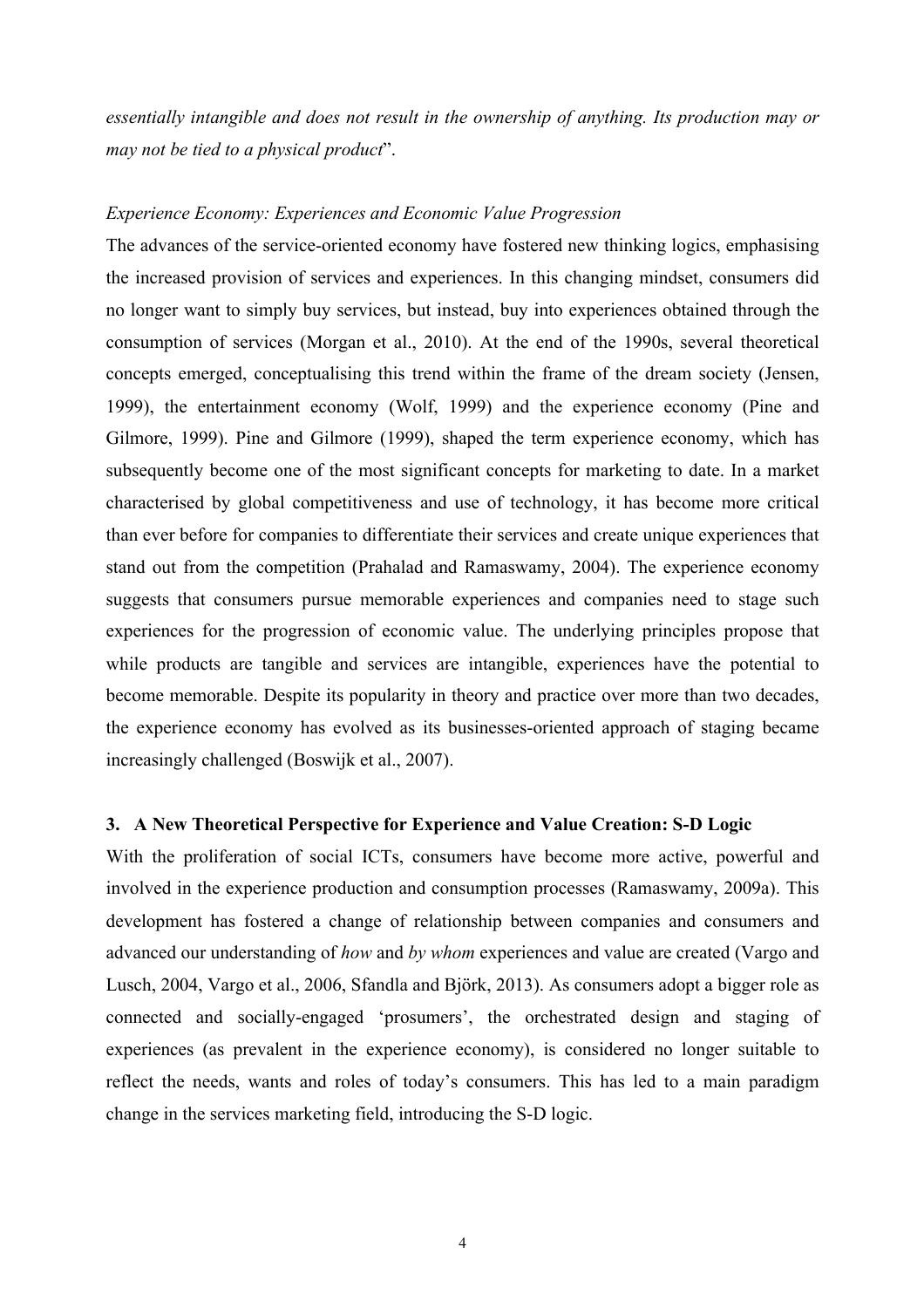*essentially intangible and does not result in the ownership of anything. Its production may or may not be tied to a physical product*".

*Experience Economy: Experiences and Economic Value Progression*

The advances of the service-oriented economy have fostered new thinking logics, emphasising the increased provision of services and experiences. In this changing mindset, consumers did no longer want to simply buy services, but instead, buy into experiences obtained through the consumption of services (Morgan et al., 2010). At the end of the 1990s, several theoretical concepts emerged, conceptualising this trend within the frame of the dream society (Jensen, 1999), the entertainment economy (Wolf, 1999) and the experience economy (Pine and Gilmore, 1999). Pine and Gilmore (1999), shaped the term experience economy, which has subsequently become one of the most significant concepts for marketing to date. In a market characterised by global competitiveness and use of technology, it has become more critical than ever before for companies to differentiate their services and create unique experiences that stand out from the competition (Prahalad and Ramaswamy, 2004). The experience economy suggests that consumers pursue memorable experiences and companies need to stage such experiences for the progression of economic value. The underlying principles propose that while products are tangible and services are intangible, experiences have the potential to become memorable. Despite its popularity in theory and practice over more than two decades, the experience economy has evolved as its businesses-oriented approach of staging became increasingly challenged (Boswijk et al., 2007).

## 3. A New Theoretical Perspective for Experience and Value Creation: S-D Logic

With the proliferation of social ICTs, consumers have become more active, powerful and involved in the experience production and consumption processes (Ramaswamy, 2009a). This development has fostered a change of relationship between companies and consumers and advanced our understanding of *how* and *by whom* experiences and value are created (Vargo and Lusch, 2004, Vargo et al., 2006, Sfandla and Björk, 2013). As consumers adopt a bigger role as connected and socially-engaged 'prosumers', the orchestrated design and staging of experiences (as prevalent in the experience economy), is considered no longer suitable to reflect the needs, wants and roles of today's consumers. This has led to a main paradigm change in the services marketing field, introducing the S-D logic.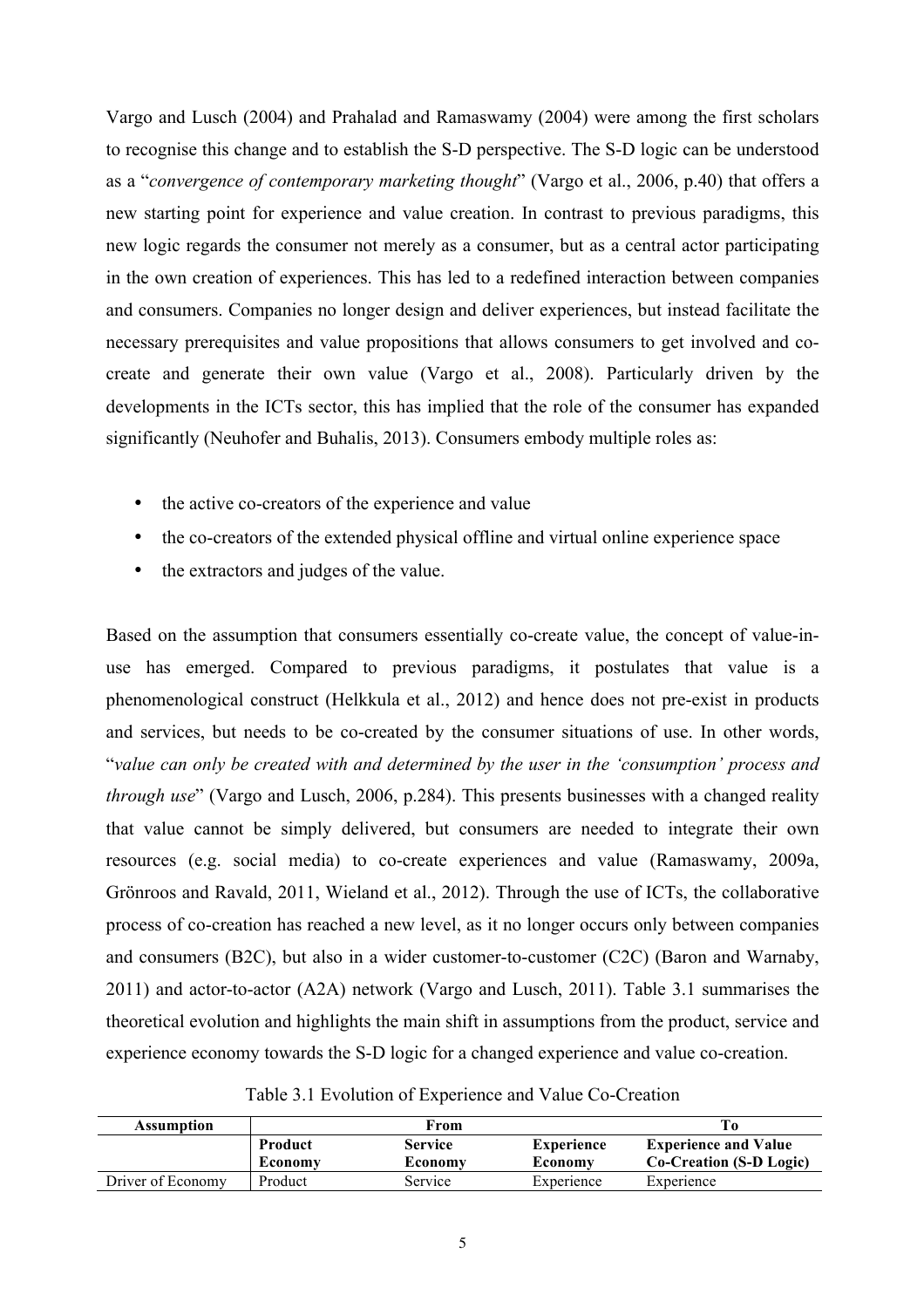Vargo and Lusch (2004) and Prahalad and Ramaswamy (2004) were among the first scholars to recognise this change and to establish the S-D perspective. The S-D logic can be understood as a "*convergence of contemporary marketing thought*" (Vargo et al., 2006, p.40) that offers a new starting point for experience and value creation. In contrast to previous paradigms, this new logic regards the consumer not merely as a consumer, but as a central actor participating in the own creation of experiences. This has led to a redefined interaction between companies and consumers. Companies no longer design and deliver experiences, but instead facilitate the necessary prerequisites and value propositions that allows consumers to get involved and co-create and generate their own value (Vargo et al., 2008). Particularly driven by the developments in the ICTs sector, this has implied that the role of the consumer has expanded significantly (Neuhofer and Buhalis, 2013). Consumers embody multiple roles as:

- the active co-creators of the experience and value
- the co-creators of the extended physical offline and virtual online experience space
- the extractors and judges of the value.

Based on the assumption that consumers essentially co-create value, the concept of value-in-use has emerged. Compared to previous paradigms, it postulates that value is a phenomenological construct (Helkkula et al., 2012) and hence does not pre-exist in products and services, but needs to be co-created by the consumer situations of use. In other words, "*value can only be created with and determined by the user in the 'consumption' process and through use*" (Vargo and Lusch, 2006, p.284). This presents businesses with a changed reality that value cannot be simply delivered, but consumers are needed to integrate their own resources (e.g. social media) to co-create experiences and value (Ramaswamy, 2009a, Grönroos and Ravald, 2011, Wieland et al., 2012). Through the use of ICTs, the collaborative process of co-creation has reached a new level, as it no longer occurs only between companies and consumers (B2C), but also in a wider customer-to-customer (C2C) (Baron and Warnaby, 2011) and actor-to-actor (A2A) network (Vargo and Lusch, 2011). Table 3.1 summarises the theoretical evolution and highlights the main shift in assumptions from the product, service and experience economy towards the S-D logic for a changed experience and value co-creation.

Table 3.1 Evolution of Experience and Value Co-Creation

| Assumption | From | | | To |
|---|---|---|---|---|
| | **Product Economy** | **Service Economy** | **Experience Economy** | **Experience and Value Co-Creation (S-D Logic)** |
| Driver of Economy | Product | Service | Experience | Experience |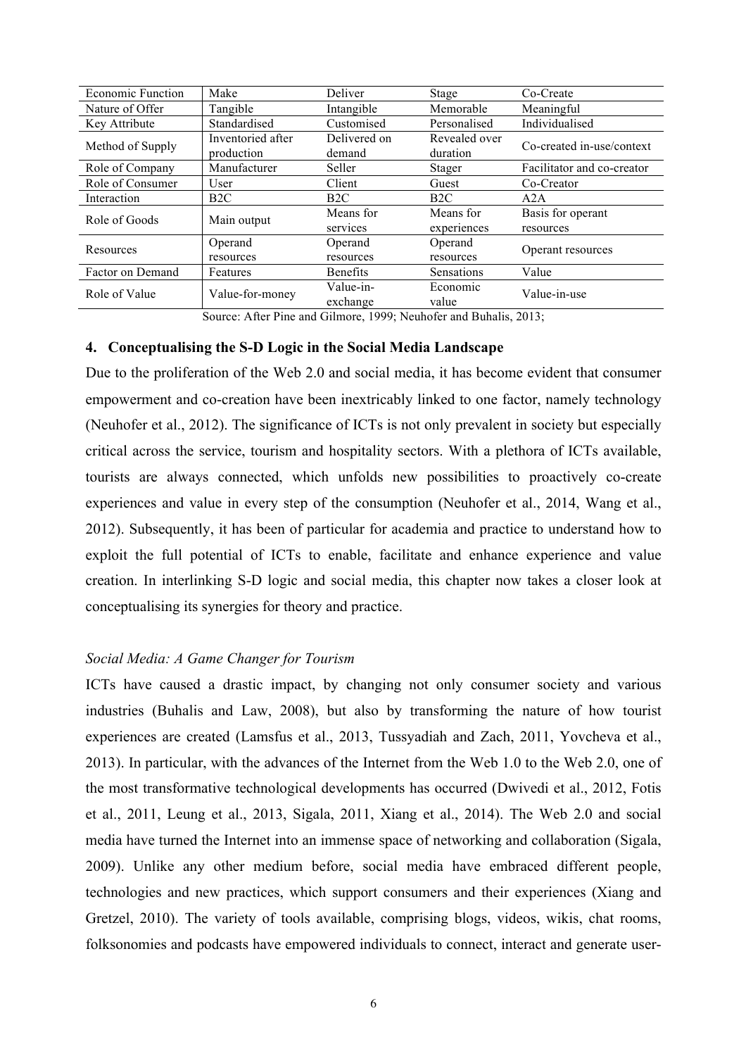| Economic Function | Make | Deliver | Stage | Co-Create |
|---|---|---|---|---|
| Nature of Offer | Tangible | Intangible | Memorable | Meaningful |
| Key Attribute | Standardised | Customised | Personalised | Individualised |
| Method of Supply | Inventoried after production | Delivered on demand | Revealed over duration | Co-created in-use/context |
| Role of Company | Manufacturer | Seller | Stager | Facilitator and co-creator |
| Role of Consumer | User | Client | Guest | Co-Creator |
| Interaction | B2C | B2C | B2C | A2A |
| Role of Goods | Main output | Means for services | Means for experiences | Basis for operant resources |
| Resources | Operand resources | Operand resources | Operand resources | Operant resources |
| Factor on Demand | Features | Benefits | Sensations | Value |
| Role of Value | Value-for-money | Value-in-exchange | Economic value | Value-in-use |

Source: After Pine and Gilmore, 1999; Neuhofer and Buhalis, 2013;

## 4. Conceptualising the S-D Logic in the Social Media Landscape

Due to the proliferation of the Web 2.0 and social media, it has become evident that consumer empowerment and co-creation have been inextricably linked to one factor, namely technology (Neuhofer et al., 2012). The significance of ICTs is not only prevalent in society but especially critical across the service, tourism and hospitality sectors. With a plethora of ICTs available, tourists are always connected, which unfolds new possibilities to proactively co-create experiences and value in every step of the consumption (Neuhofer et al., 2014, Wang et al., 2012). Subsequently, it has been of particular for academia and practice to understand how to exploit the full potential of ICTs to enable, facilitate and enhance experience and value creation. In interlinking S-D logic and social media, this chapter now takes a closer look at conceptualising its synergies for theory and practice.

### *Social Media: A Game Changer for Tourism*

ICTs have caused a drastic impact, by changing not only consumer society and various industries (Buhalis and Law, 2008), but also by transforming the nature of how tourist experiences are created (Lamsfus et al., 2013, Tussyadiah and Zach, 2011, Yovcheva et al., 2013). In particular, with the advances of the Internet from the Web 1.0 to the Web 2.0, one of the most transformative technological developments has occurred (Dwivedi et al., 2012, Fotis et al., 2011, Leung et al., 2013, Sigala, 2011, Xiang et al., 2014). The Web 2.0 and social media have turned the Internet into an immense space of networking and collaboration (Sigala, 2009). Unlike any other medium before, social media have embraced different people, technologies and new practices, which support consumers and their experiences (Xiang and Gretzel, 2010). The variety of tools available, comprising blogs, videos, wikis, chat rooms, folksonomies and podcasts have empowered individuals to connect, interact and generate user-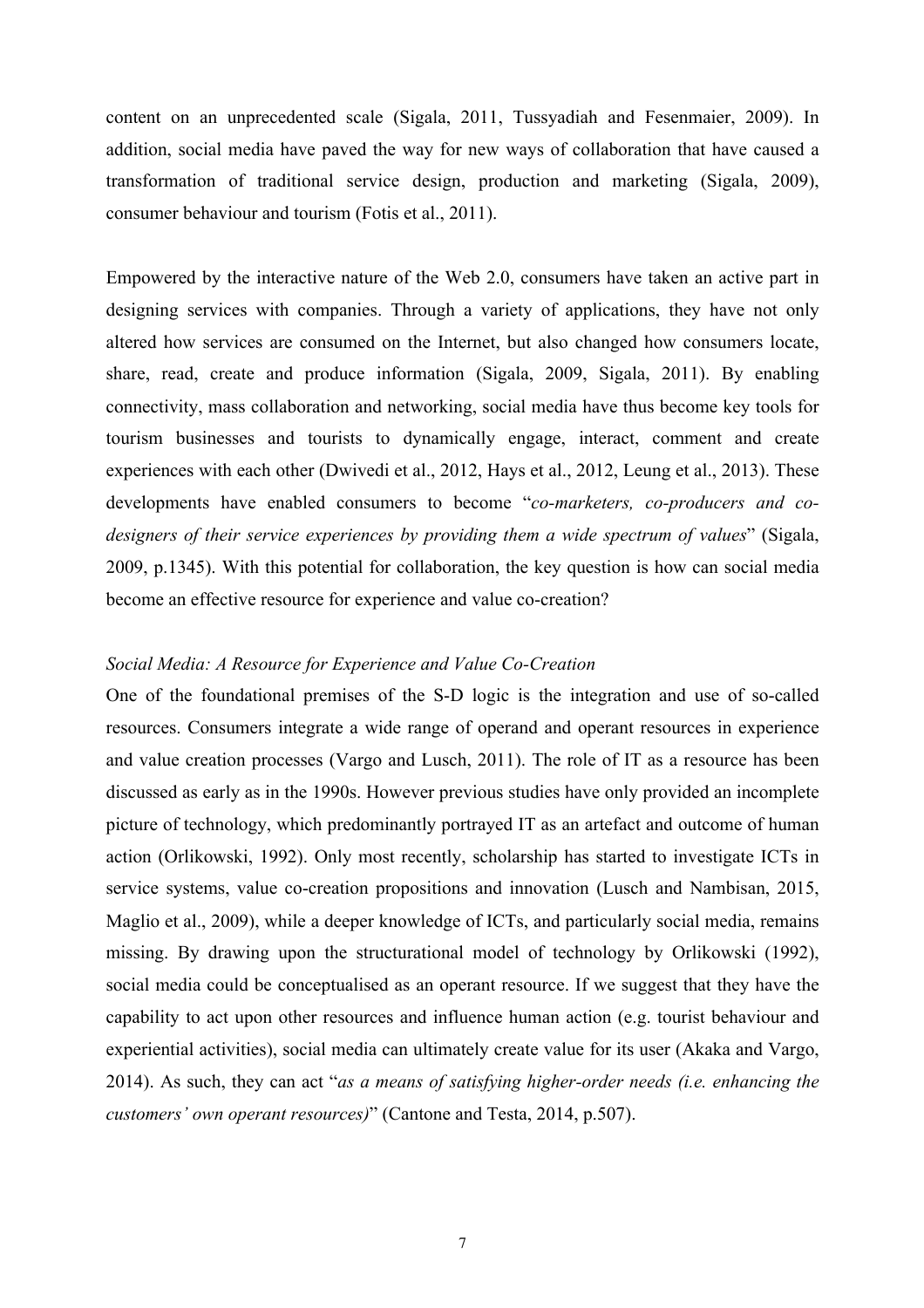content on an unprecedented scale (Sigala, 2011, Tussyadiah and Fesenmaier, 2009). In addition, social media have paved the way for new ways of collaboration that have caused a transformation of traditional service design, production and marketing (Sigala, 2009), consumer behaviour and tourism (Fotis et al., 2011).

Empowered by the interactive nature of the Web 2.0, consumers have taken an active part in designing services with companies. Through a variety of applications, they have not only altered how services are consumed on the Internet, but also changed how consumers locate, share, read, create and produce information (Sigala, 2009, Sigala, 2011). By enabling connectivity, mass collaboration and networking, social media have thus become key tools for tourism businesses and tourists to dynamically engage, interact, comment and create experiences with each other (Dwivedi et al., 2012, Hays et al., 2012, Leung et al., 2013). These developments have enabled consumers to become "*co-marketers, co-producers and co-designers of their service experiences by providing them a wide spectrum of values*" (Sigala, 2009, p.1345). With this potential for collaboration, the key question is how can social media become an effective resource for experience and value co-creation?

*Social Media: A Resource for Experience and Value Co-Creation*

One of the foundational premises of the S-D logic is the integration and use of so-called resources. Consumers integrate a wide range of operand and operant resources in experience and value creation processes (Vargo and Lusch, 2011). The role of IT as a resource has been discussed as early as in the 1990s. However previous studies have only provided an incomplete picture of technology, which predominantly portrayed IT as an artefact and outcome of human action (Orlikowski, 1992). Only most recently, scholarship has started to investigate ICTs in service systems, value co-creation propositions and innovation (Lusch and Nambisan, 2015, Maglio et al., 2009), while a deeper knowledge of ICTs, and particularly social media, remains missing. By drawing upon the structurational model of technology by Orlikowski (1992), social media could be conceptualised as an operant resource. If we suggest that they have the capability to act upon other resources and influence human action (e.g. tourist behaviour and experiential activities), social media can ultimately create value for its user (Akaka and Vargo, 2014). As such, they can act "*as a means of satisfying higher-order needs (i.e. enhancing the customers' own operant resources)*" (Cantone and Testa, 2014, p.507).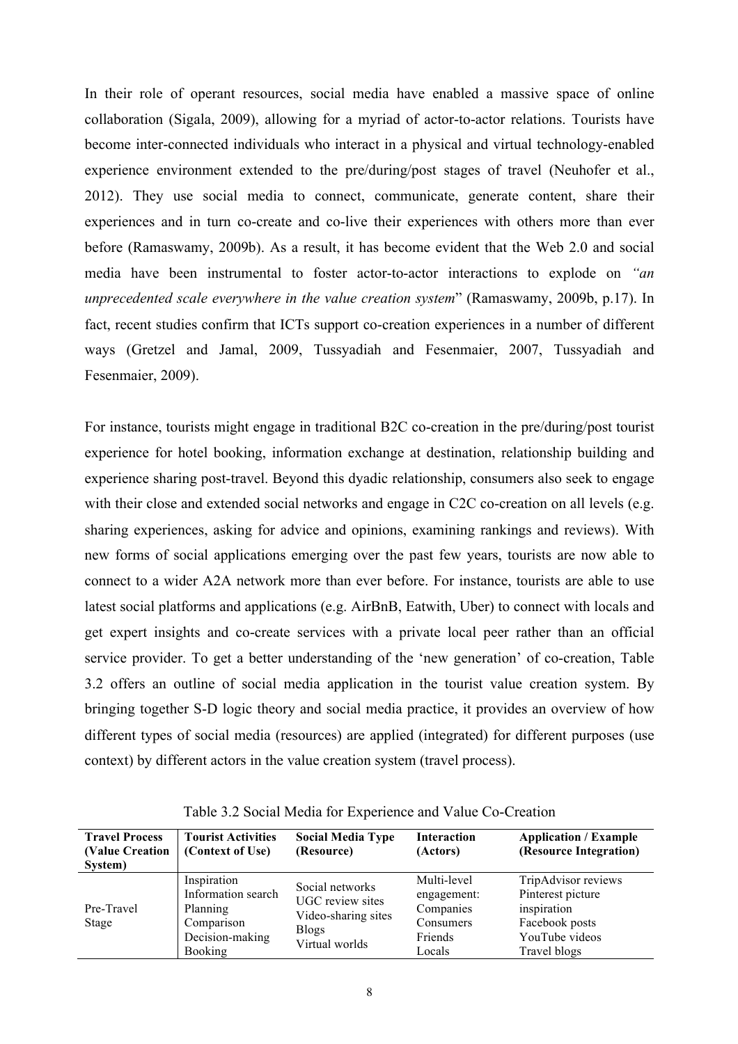In their role of operant resources, social media have enabled a massive space of online collaboration (Sigala, 2009), allowing for a myriad of actor-to-actor relations. Tourists have become inter-connected individuals who interact in a physical and virtual technology-enabled experience environment extended to the pre/during/post stages of travel (Neuhofer et al., 2012). They use social media to connect, communicate, generate content, share their experiences and in turn co-create and co-live their experiences with others more than ever before (Ramaswamy, 2009b). As a result, it has become evident that the Web 2.0 and social media have been instrumental to foster actor-to-actor interactions to explode on *"an unprecedented scale everywhere in the value creation system*" (Ramaswamy, 2009b, p.17). In fact, recent studies confirm that ICTs support co-creation experiences in a number of different ways (Gretzel and Jamal, 2009, Tussyadiah and Fesenmaier, 2007, Tussyadiah and Fesenmaier, 2009).

For instance, tourists might engage in traditional B2C co-creation in the pre/during/post tourist experience for hotel booking, information exchange at destination, relationship building and experience sharing post-travel. Beyond this dyadic relationship, consumers also seek to engage with their close and extended social networks and engage in C2C co-creation on all levels (e.g. sharing experiences, asking for advice and opinions, examining rankings and reviews). With new forms of social applications emerging over the past few years, tourists are now able to connect to a wider A2A network more than ever before. For instance, tourists are able to use latest social platforms and applications (e.g. AirBnB, Eatwith, Uber) to connect with locals and get expert insights and co-create services with a private local peer rather than an official service provider. To get a better understanding of the 'new generation' of co-creation, Table 3.2 offers an outline of social media application in the tourist value creation system. By bringing together S-D logic theory and social media practice, it provides an overview of how different types of social media (resources) are applied (integrated) for different purposes (use context) by different actors in the value creation system (travel process).

Table 3.2 Social Media for Experience and Value Co-Creation

| **Travel Process (Value Creation System)** | **Tourist Activities (Context of Use)** | **Social Media Type (Resource)** | **Interaction (Actors)** | **Application / Example (Resource Integration)** |
|---|---|---|---|---|
| Pre-Travel Stage | Inspiration<br>Information search<br>Planning<br>Comparison<br>Decision-making<br>Booking | Social networks<br>UGC review sites<br>Video-sharing sites<br>Blogs<br>Virtual worlds | Multi-level engagement:<br>Companies<br>Consumers<br>Friends<br>Locals | TripAdvisor reviews<br>Pinterest picture inspiration<br>Facebook posts<br>YouTube videos<br>Travel blogs |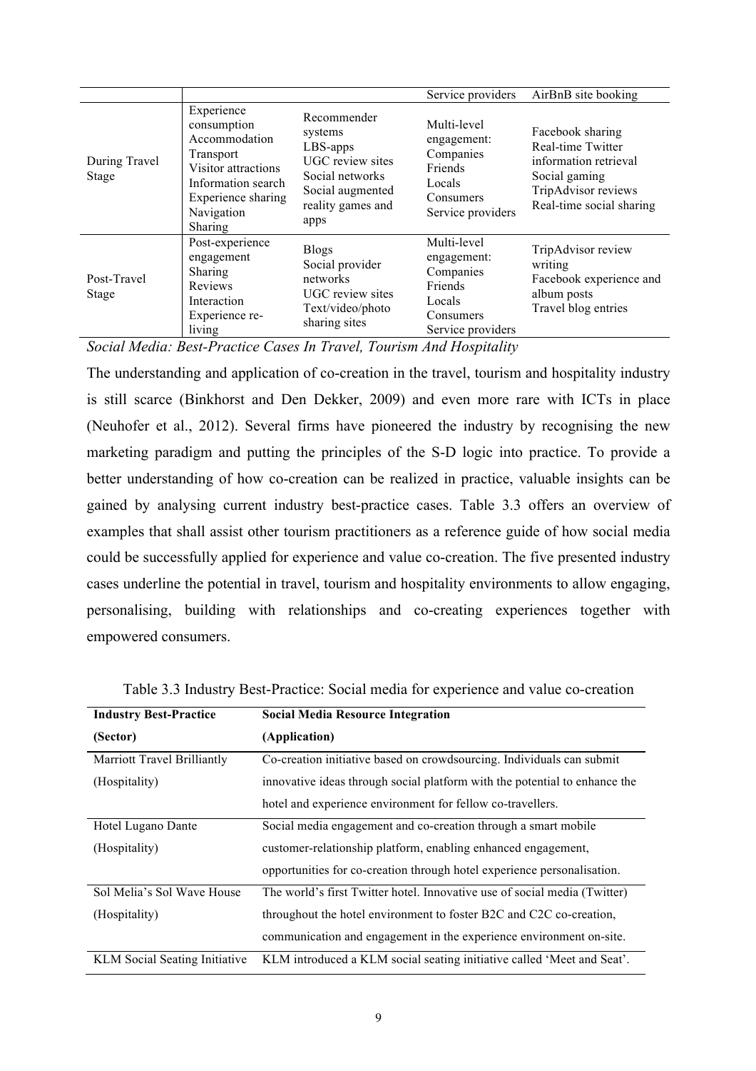| | | | | |
|---|---|---|---|---|
| | | | Service providers | AirBnB site booking |
| During Travel Stage | Experience consumption<br>Accommodation<br>Transport<br>Visitor attractions<br>Information search<br>Experience sharing<br>Navigation<br>Sharing | Recommender systems<br>LBS-apps<br>UGC review sites<br>Social networks<br>Social augmented reality games and apps | Multi-level engagement:<br>Companies<br>Friends<br>Locals<br>Consumers<br>Service providers | Facebook sharing<br>Real-time Twitter information retrieval<br>Social gaming<br>TripAdvisor reviews<br>Real-time social sharing |
| Post-Travel Stage | Post-experience engagement<br>Sharing<br>Reviews<br>Interaction<br>Experience re-living | Blogs<br>Social provider networks<br>UGC review sites<br>Text/video/photo sharing sites | Multi-level engagement:<br>Companies<br>Friends<br>Locals<br>Consumers<br>Service providers | TripAdvisor review writing<br>Facebook experience and album posts<br>Travel blog entries |

*Social Media: Best-Practice Cases In Travel, Tourism And Hospitality*

The understanding and application of co-creation in the travel, tourism and hospitality industry is still scarce (Binkhorst and Den Dekker, 2009) and even more rare with ICTs in place (Neuhofer et al., 2012). Several firms have pioneered the industry by recognising the new marketing paradigm and putting the principles of the S-D logic into practice. To provide a better understanding of how co-creation can be realized in practice, valuable insights can be gained by analysing current industry best-practice cases. Table 3.3 offers an overview of examples that shall assist other tourism practitioners as a reference guide of how social media could be successfully applied for experience and value co-creation. The five presented industry cases underline the potential in travel, tourism and hospitality environments to allow engaging, personalising, building with relationships and co-creating experiences together with empowered consumers.

Table 3.3 Industry Best-Practice: Social media for experience and value co-creation

| **Industry Best-Practice (Sector)** | **Social Media Resource Integration (Application)** |
|---|---|
| Marriott Travel Brilliantly (Hospitality) | Co-creation initiative based on crowdsourcing. Individuals can submit innovative ideas through social platform with the potential to enhance the hotel and experience environment for fellow co-travellers. |
| Hotel Lugano Dante (Hospitality) | Social media engagement and co-creation through a smart mobile customer-relationship platform, enabling enhanced engagement, opportunities for co-creation through hotel experience personalisation. |
| Sol Melia's Sol Wave House (Hospitality) | The world's first Twitter hotel. Innovative use of social media (Twitter) throughout the hotel environment to foster B2C and C2C co-creation, communication and engagement in the experience environment on-site. |
| KLM Social Seating Initiative | KLM introduced a KLM social seating initiative called 'Meet and Seat'. |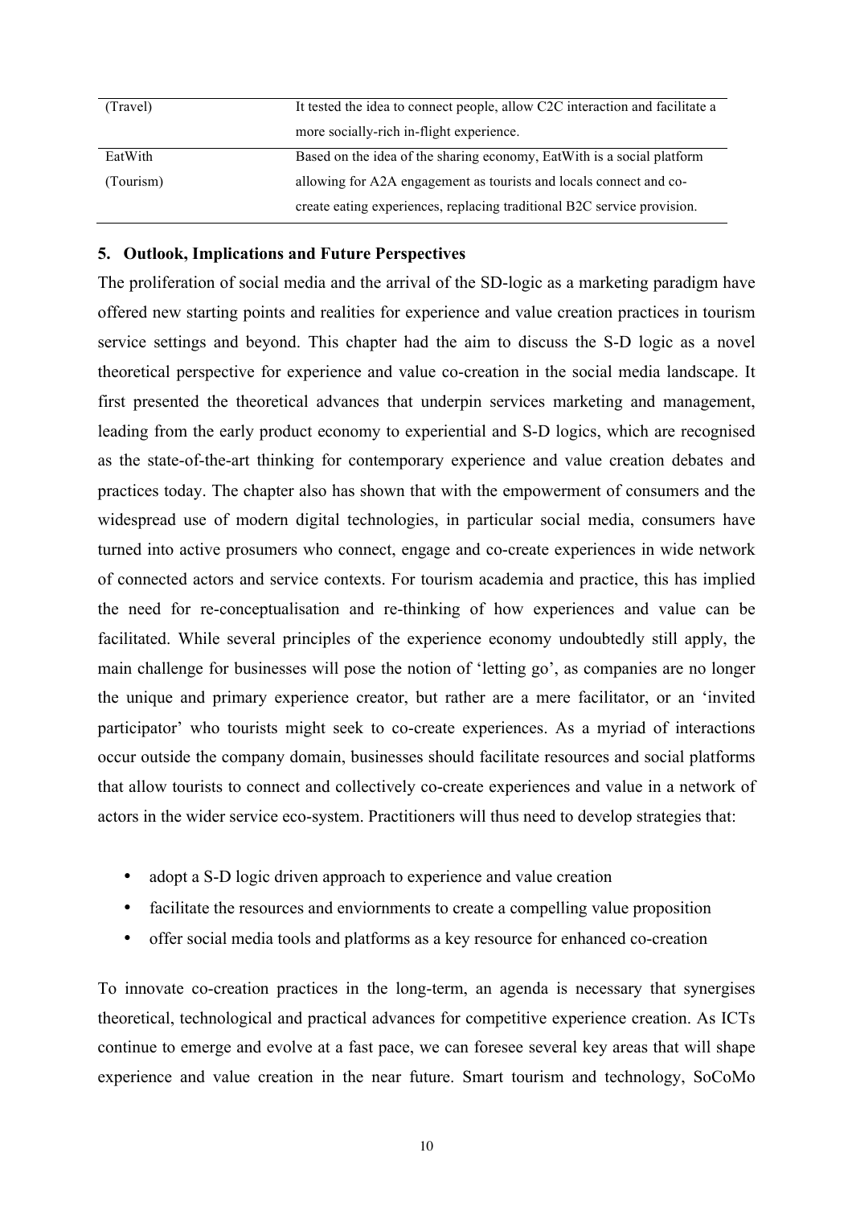| | |
|---|---|
| (Travel) | It tested the idea to connect people, allow C2C interaction and facilitate a more socially-rich in-flight experience. |
| EatWith (Tourism) | Based on the idea of the sharing economy, EatWith is a social platform allowing for A2A engagement as tourists and locals connect and co-create eating experiences, replacing traditional B2C service provision. |

## 5. Outlook, Implications and Future Perspectives

The proliferation of social media and the arrival of the SD-logic as a marketing paradigm have offered new starting points and realities for experience and value creation practices in tourism service settings and beyond. This chapter had the aim to discuss the S-D logic as a novel theoretical perspective for experience and value co-creation in the social media landscape. It first presented the theoretical advances that underpin services marketing and management, leading from the early product economy to experiential and S-D logics, which are recognised as the state-of-the-art thinking for contemporary experience and value creation debates and practices today. The chapter also has shown that with the empowerment of consumers and the widespread use of modern digital technologies, in particular social media, consumers have turned into active prosumers who connect, engage and co-create experiences in wide network of connected actors and service contexts. For tourism academia and practice, this has implied the need for re-conceptualisation and re-thinking of how experiences and value can be facilitated. While several principles of the experience economy undoubtedly still apply, the main challenge for businesses will pose the notion of 'letting go', as companies are no longer the unique and primary experience creator, but rather are a mere facilitator, or an 'invited participator' who tourists might seek to co-create experiences. As a myriad of interactions occur outside the company domain, businesses should facilitate resources and social platforms that allow tourists to connect and collectively co-create experiences and value in a network of actors in the wider service eco-system. Practitioners will thus need to develop strategies that:

- adopt a S-D logic driven approach to experience and value creation
- facilitate the resources and enviornments to create a compelling value proposition
- offer social media tools and platforms as a key resource for enhanced co-creation

To innovate co-creation practices in the long-term, an agenda is necessary that synergises theoretical, technological and practical advances for competitive experience creation. As ICTs continue to emerge and evolve at a fast pace, we can foresee several key areas that will shape experience and value creation in the near future. Smart tourism and technology, SoCoMo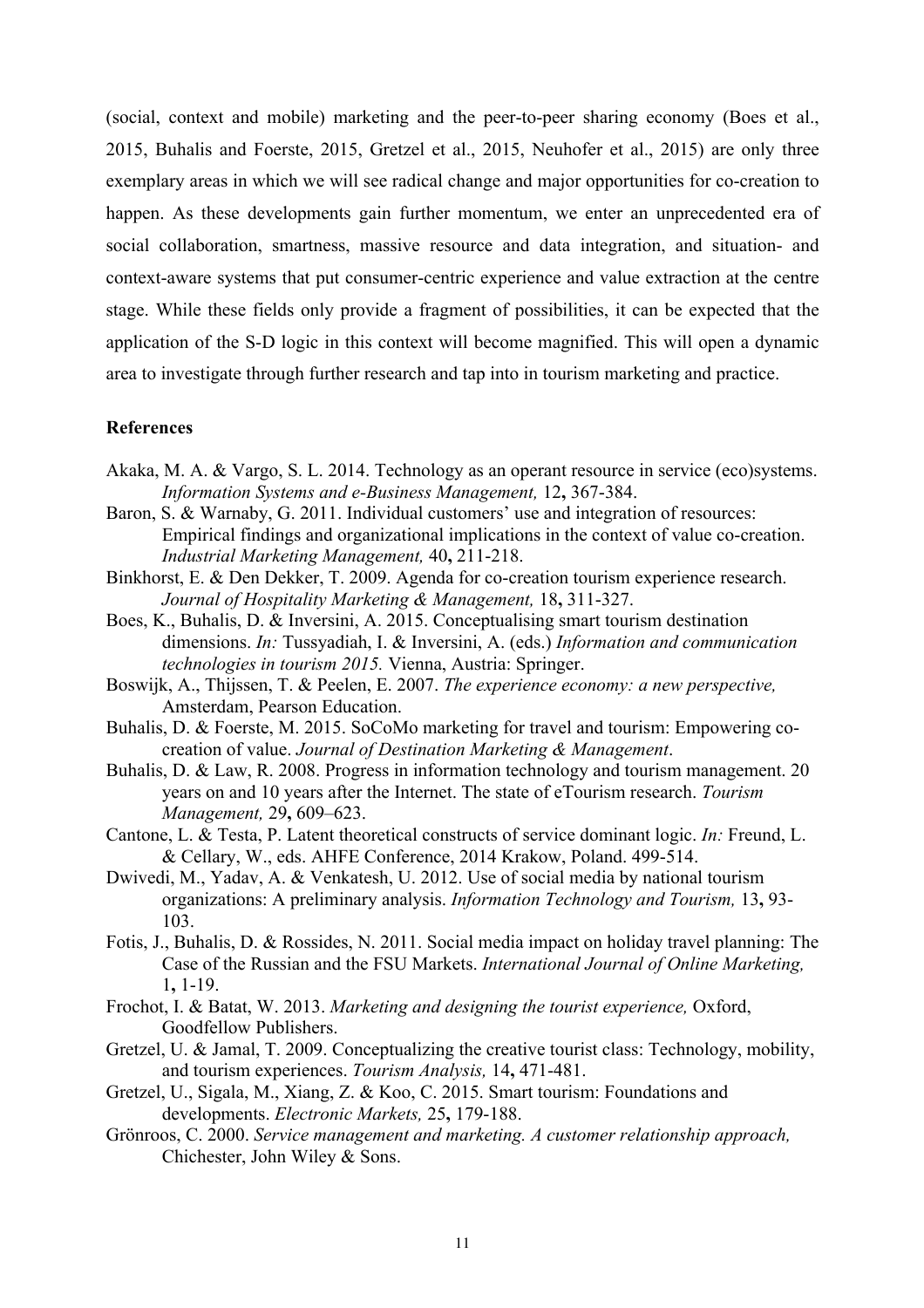(social, context and mobile) marketing and the peer-to-peer sharing economy (Boes et al., 2015, Buhalis and Foerste, 2015, Gretzel et al., 2015, Neuhofer et al., 2015) are only three exemplary areas in which we will see radical change and major opportunities for co-creation to happen. As these developments gain further momentum, we enter an unprecedented era of social collaboration, smartness, massive resource and data integration, and situation- and context-aware systems that put consumer-centric experience and value extraction at the centre stage. While these fields only provide a fragment of possibilities, it can be expected that the application of the S-D logic in this context will become magnified. This will open a dynamic area to investigate through further research and tap into in tourism marketing and practice.

**References**

Akaka, M. A. & Vargo, S. L. 2014. Technology as an operant resource in service (eco)systems. *Information Systems and e-Business Management,* 12**,** 367-384.

Baron, S. & Warnaby, G. 2011. Individual customers' use and integration of resources: Empirical findings and organizational implications in the context of value co-creation. *Industrial Marketing Management,* 40**,** 211-218.

Binkhorst, E. & Den Dekker, T. 2009. Agenda for co-creation tourism experience research. *Journal of Hospitality Marketing & Management,* 18**,** 311-327.

Boes, K., Buhalis, D. & Inversini, A. 2015. Conceptualising smart tourism destination dimensions. *In:* Tussyadiah, I. & Inversini, A. (eds.) *Information and communication technologies in tourism 2015.* Vienna, Austria: Springer.

Boswijk, A., Thijssen, T. & Peelen, E. 2007. *The experience economy: a new perspective,* Amsterdam, Pearson Education.

Buhalis, D. & Foerste, M. 2015. SoCoMo marketing for travel and tourism: Empowering co-creation of value. *Journal of Destination Marketing & Management*.

Buhalis, D. & Law, R. 2008. Progress in information technology and tourism management. 20 years on and 10 years after the Internet. The state of eTourism research. *Tourism Management,* 29**,** 609–623.

Cantone, L. & Testa, P. Latent theoretical constructs of service dominant logic. *In:* Freund, L. & Cellary, W., eds. AHFE Conference, 2014 Krakow, Poland. 499-514.

Dwivedi, M., Yadav, A. & Venkatesh, U. 2012. Use of social media by national tourism organizations: A preliminary analysis. *Information Technology and Tourism,* 13**,** 93-103.

Fotis, J., Buhalis, D. & Rossides, N. 2011. Social media impact on holiday travel planning: The Case of the Russian and the FSU Markets. *International Journal of Online Marketing,* 1**,** 1-19.

Frochot, I. & Batat, W. 2013. *Marketing and designing the tourist experience,* Oxford, Goodfellow Publishers.

Gretzel, U. & Jamal, T. 2009. Conceptualizing the creative tourist class: Technology, mobility, and tourism experiences. *Tourism Analysis,* 14**,** 471-481.

Gretzel, U., Sigala, M., Xiang, Z. & Koo, C. 2015. Smart tourism: Foundations and developments. *Electronic Markets,* 25**,** 179-188.

Grönroos, C. 2000. *Service management and marketing. A customer relationship approach,* Chichester, John Wiley & Sons.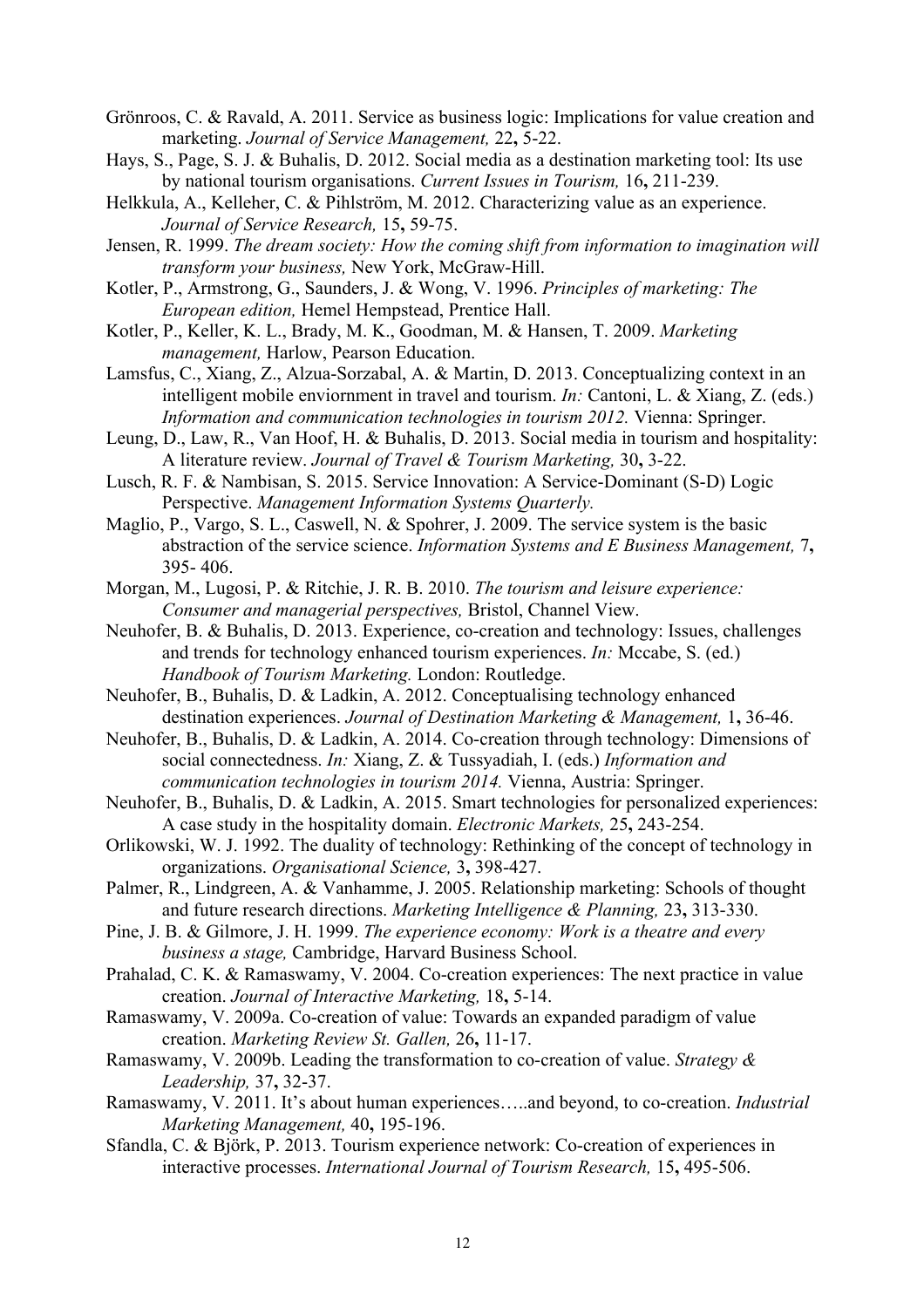Grönroos, C. & Ravald, A. 2011. Service as business logic: Implications for value creation and marketing. *Journal of Service Management,* 22**,** 5-22.

Hays, S., Page, S. J. & Buhalis, D. 2012. Social media as a destination marketing tool: Its use by national tourism organisations. *Current Issues in Tourism,* 16**,** 211-239.

Helkkula, A., Kelleher, C. & Pihlström, M. 2012. Characterizing value as an experience. *Journal of Service Research,* 15**,** 59-75.

Jensen, R. 1999. *The dream society: How the coming shift from information to imagination will transform your business,* New York, McGraw-Hill.

Kotler, P., Armstrong, G., Saunders, J. & Wong, V. 1996. *Principles of marketing: The European edition,* Hemel Hempstead, Prentice Hall.

Kotler, P., Keller, K. L., Brady, M. K., Goodman, M. & Hansen, T. 2009. *Marketing management,* Harlow, Pearson Education.

Lamsfus, C., Xiang, Z., Alzua-Sorzabal, A. & Martin, D. 2013. Conceptualizing context in an intelligent mobile enviornment in travel and tourism. *In:* Cantoni, L. & Xiang, Z. (eds.) *Information and communication technologies in tourism 2012.* Vienna: Springer.

Leung, D., Law, R., Van Hoof, H. & Buhalis, D. 2013. Social media in tourism and hospitality: A literature review. *Journal of Travel & Tourism Marketing,* 30**,** 3-22.

Lusch, R. F. & Nambisan, S. 2015. Service Innovation: A Service-Dominant (S-D) Logic Perspective. *Management Information Systems Quarterly.*

Maglio, P., Vargo, S. L., Caswell, N. & Spohrer, J. 2009. The service system is the basic abstraction of the service science. *Information Systems and E Business Management,* 7**,** 395- 406.

Morgan, M., Lugosi, P. & Ritchie, J. R. B. 2010. *The tourism and leisure experience: Consumer and managerial perspectives,* Bristol, Channel View.

Neuhofer, B. & Buhalis, D. 2013. Experience, co-creation and technology: Issues, challenges and trends for technology enhanced tourism experiences. *In:* Mccabe, S. (ed.) *Handbook of Tourism Marketing.* London: Routledge.

Neuhofer, B., Buhalis, D. & Ladkin, A. 2012. Conceptualising technology enhanced destination experiences. *Journal of Destination Marketing & Management,* 1**,** 36-46.

Neuhofer, B., Buhalis, D. & Ladkin, A. 2014. Co-creation through technology: Dimensions of social connectedness. *In:* Xiang, Z. & Tussyadiah, I. (eds.) *Information and communication technologies in tourism 2014.* Vienna, Austria: Springer.

Neuhofer, B., Buhalis, D. & Ladkin, A. 2015. Smart technologies for personalized experiences: A case study in the hospitality domain. *Electronic Markets,* 25**,** 243-254.

Orlikowski, W. J. 1992. The duality of technology: Rethinking of the concept of technology in organizations. *Organisational Science,* 3**,** 398-427.

Palmer, R., Lindgreen, A. & Vanhamme, J. 2005. Relationship marketing: Schools of thought and future research directions. *Marketing Intelligence & Planning,* 23**,** 313-330.

Pine, J. B. & Gilmore, J. H. 1999. *The experience economy: Work is a theatre and every business a stage,* Cambridge, Harvard Business School.

Prahalad, C. K. & Ramaswamy, V. 2004. Co-creation experiences: The next practice in value creation. *Journal of Interactive Marketing,* 18**,** 5-14.

Ramaswamy, V. 2009a. Co-creation of value: Towards an expanded paradigm of value creation. *Marketing Review St. Gallen,* 26**,** 11-17.

Ramaswamy, V. 2009b. Leading the transformation to co-creation of value. *Strategy & Leadership,* 37**,** 32-37.

Ramaswamy, V. 2011. It's about human experiences…..and beyond, to co-creation. *Industrial Marketing Management,* 40**,** 195-196.

Sfandla, C. & Björk, P. 2013. Tourism experience network: Co-creation of experiences in interactive processes. *International Journal of Tourism Research,* 15**,** 495-506.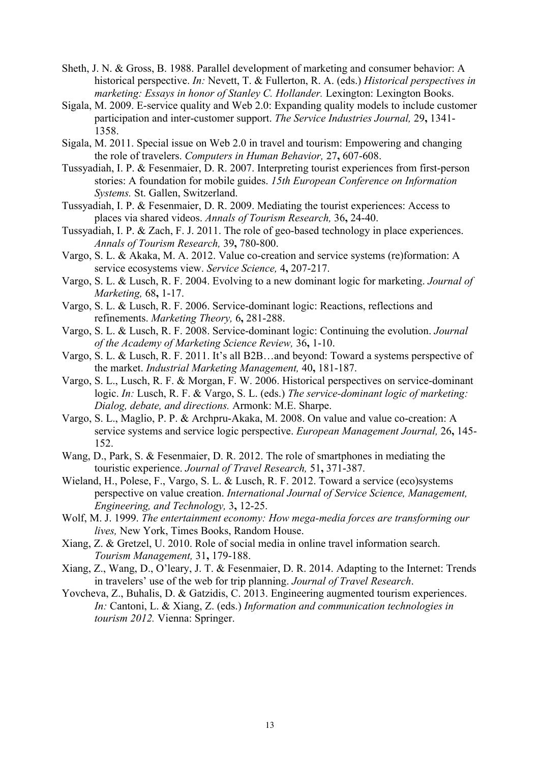Sheth, J. N. & Gross, B. 1988. Parallel development of marketing and consumer behavior: A historical perspective. *In:* Nevett, T. & Fullerton, R. A. (eds.) *Historical perspectives in marketing: Essays in honor of Stanley C. Hollander.* Lexington: Lexington Books.

Sigala, M. 2009. E-service quality and Web 2.0: Expanding quality models to include customer participation and inter-customer support. *The Service Industries Journal,* 29**,** 1341-1358.

Sigala, M. 2011. Special issue on Web 2.0 in travel and tourism: Empowering and changing the role of travelers. *Computers in Human Behavior,* 27**,** 607-608.

Tussyadiah, I. P. & Fesenmaier, D. R. 2007. Interpreting tourist experiences from first-person stories: A foundation for mobile guides. *15th European Conference on Information Systems.* St. Gallen, Switzerland.

Tussyadiah, I. P. & Fesenmaier, D. R. 2009. Mediating the tourist experiences: Access to places via shared videos. *Annals of Tourism Research,* 36**,** 24-40.

Tussyadiah, I. P. & Zach, F. J. 2011. The role of geo-based technology in place experiences. *Annals of Tourism Research,* 39**,** 780-800.

Vargo, S. L. & Akaka, M. A. 2012. Value co-creation and service systems (re)formation: A service ecosystems view. *Service Science,* 4**,** 207-217.

Vargo, S. L. & Lusch, R. F. 2004. Evolving to a new dominant logic for marketing. *Journal of Marketing,* 68**,** 1-17.

Vargo, S. L. & Lusch, R. F. 2006. Service-dominant logic: Reactions, reflections and refinements. *Marketing Theory,* 6**,** 281-288.

Vargo, S. L. & Lusch, R. F. 2008. Service-dominant logic: Continuing the evolution. *Journal of the Academy of Marketing Science Review,* 36**,** 1-10.

Vargo, S. L. & Lusch, R. F. 2011. It's all B2B…and beyond: Toward a systems perspective of the market. *Industrial Marketing Management,* 40**,** 181-187.

Vargo, S. L., Lusch, R. F. & Morgan, F. W. 2006. Historical perspectives on service-dominant logic. *In:* Lusch, R. F. & Vargo, S. L. (eds.) *The service-dominant logic of marketing: Dialog, debate, and directions.* Armonk: M.E. Sharpe.

Vargo, S. L., Maglio, P. P. & Archpru-Akaka, M. 2008. On value and value co-creation: A service systems and service logic perspective. *European Management Journal,* 26**,** 145-152.

Wang, D., Park, S. & Fesenmaier, D. R. 2012. The role of smartphones in mediating the touristic experience. *Journal of Travel Research,* 51**,** 371-387.

Wieland, H., Polese, F., Vargo, S. L. & Lusch, R. F. 2012. Toward a service (eco)systems perspective on value creation. *International Journal of Service Science, Management, Engineering, and Technology,* 3**,** 12-25.

Wolf, M. J. 1999. *The entertainment economy: How mega-media forces are transforming our lives,* New York, Times Books, Random House.

Xiang, Z. & Gretzel, U. 2010. Role of social media in online travel information search. *Tourism Management,* 31**,** 179-188.

Xiang, Z., Wang, D., O'leary, J. T. & Fesenmaier, D. R. 2014. Adapting to the Internet: Trends in travelers' use of the web for trip planning. *Journal of Travel Research*.

Yovcheva, Z., Buhalis, D. & Gatzidis, C. 2013. Engineering augmented tourism experiences. *In:* Cantoni, L. & Xiang, Z. (eds.) *Information and communication technologies in tourism 2012.* Vienna: Springer.